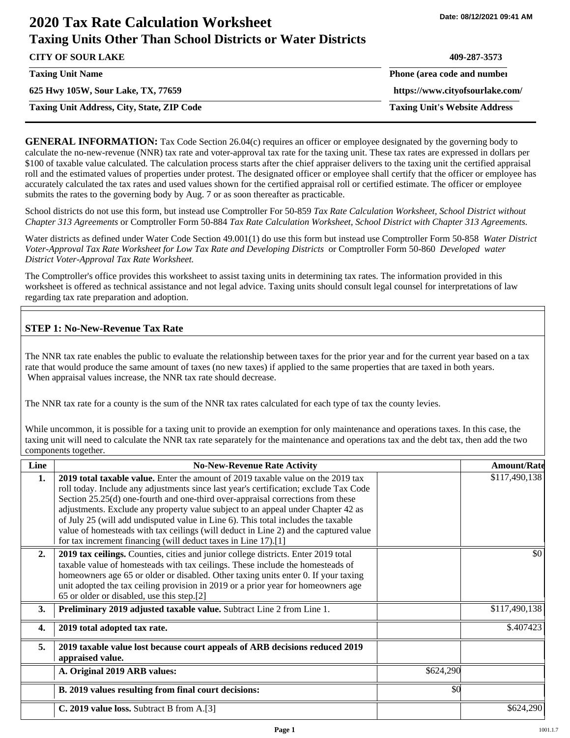# 2020 Tax Rate Calculation Worksheet

## Taxing Units Other Than School Districts or Water Districts

Date: 08/12/2021 09:41 AM

| | |
|---|---|
| **CITY OF SOUR LAKE** | **409-287-3573** |
| **Taxing Unit Name** | **Phone (area code and number)** |
| **625 Hwy 105W, Sour Lake, TX, 77659** | **https://www.cityofsourlake.com/** |
| **Taxing Unit Address, City, State, ZIP Code** | **Taxing Unit's Website Address** |

**GENERAL INFORMATION:** Tax Code Section 26.04(c) requires an officer or employee designated by the governing body to calculate the no-new-revenue (NNR) tax rate and voter-approval tax rate for the taxing unit. These tax rates are expressed in dollars per $100 of taxable value calculated. The calculation process starts after the chief appraiser delivers to the taxing unit the certified appraisal roll and the estimated values of properties under protest. The designated officer or employee shall certify that the officer or employee has accurately calculated the tax rates and used values shown for the certified appraisal roll or certified estimate. The officer or employee submits the rates to the governing body by Aug. 7 or as soon thereafter as practicable.

School districts do not use this form, but instead use Comptroller For 50-859 *Tax Rate Calculation Worksheet, School District without Chapter 313 Agreements* or Comptroller Form 50-884 *Tax Rate Calculation Worksheet, School District with Chapter 313 Agreements.*

Water districts as defined under Water Code Section 49.001(1) do use this form but instead use Comptroller Form 50-858 *Water District Voter-Approval Tax Rate Worksheet for Low Tax Rate and Developing Districts* or Comptroller Form 50-860 *Developed water District Voter-Approval Tax Rate Worksheet.*

The Comptroller's office provides this worksheet to assist taxing units in determining tax rates. The information provided in this worksheet is offered as technical assistance and not legal advice. Taxing units should consult legal counsel for interpretations of law regarding tax rate preparation and adoption.

### STEP 1: No-New-Revenue Tax Rate

The NNR tax rate enables the public to evaluate the relationship between taxes for the prior year and for the current year based on a tax rate that would produce the same amount of taxes (no new taxes) if applied to the same properties that are taxed in both years. When appraisal values increase, the NNR tax rate should decrease.

The NNR tax rate for a county is the sum of the NNR tax rates calculated for each type of tax the county levies.

While uncommon, it is possible for a taxing unit to provide an exemption for only maintenance and operations taxes. In this case, the taxing unit will need to calculate the NNR tax rate separately for the maintenance and operations tax and the debt tax, then add the two components together.

| Line | No-New-Revenue Rate Activity | | Amount/Rate |
|---|---|---|---|
| **1.** | **2019 total taxable value.** Enter the amount of 2019 taxable value on the 2019 tax roll today. Include any adjustments since last year's certification; exclude Tax Code Section 25.25(d) one-fourth and one-third over-appraisal corrections from these adjustments. Exclude any property value subject to an appeal under Chapter 42 as of July 25 (will add undisputed value in Line 6). This total includes the taxable value of homesteads with tax ceilings (will deduct in Line 2) and the captured value for tax increment financing (will deduct taxes in Line 17).[1] | | $117,490,138 |
| **2.** | **2019 tax ceilings.** Counties, cities and junior college districts. Enter 2019 total taxable value of homesteads with tax ceilings. These include the homesteads of homeowners age 65 or older or disabled. Other taxing units enter 0. If your taxing unit adopted the tax ceiling provision in 2019 or a prior year for homeowners age 65 or older or disabled, use this step.[2] | | $0 |
| **3.** | **Preliminary 2019 adjusted taxable value.** Subtract Line 2 from Line 1. | | $117,490,138 |
| **4.** | **2019 total adopted tax rate.** | | $.407423 |
| **5.** | **2019 taxable value lost because court appeals of ARB decisions reduced 2019 appraised value.** | | |
| | **A. Original 2019 ARB values:** | $624,290 | |
| | **B. 2019 values resulting from final court decisions:** | $0 | |
| | **C. 2019 value loss.** Subtract B from A.[3] | | $624,290 |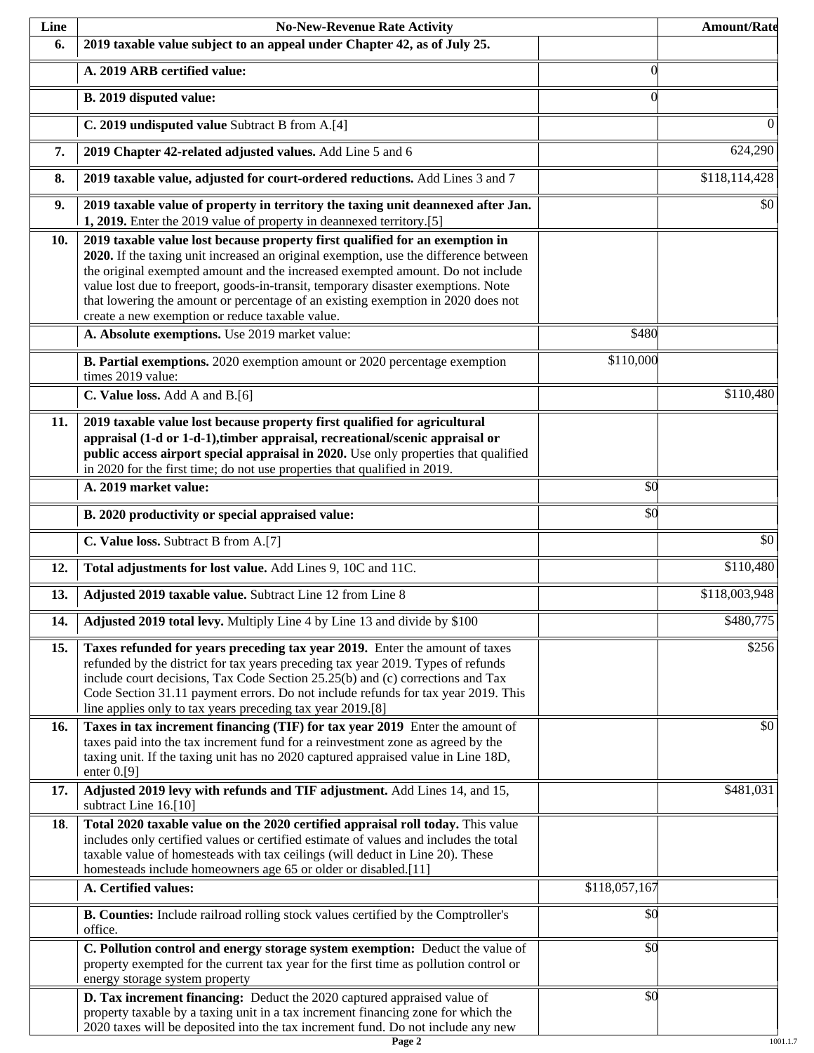| Line | No-New-Revenue Rate Activity | | Amount/Rate |
|---|---|---|---|
| **6.** | **2019 taxable value subject to an appeal under Chapter 42, as of July 25.** | | |
| | **A. 2019 ARB certified value:** | 0 | |
| | **B. 2019 disputed value:** | 0 | |
| | **C. 2019 undisputed value** Subtract B from A.[4] | | 0 |
| **7.** | **2019 Chapter 42-related adjusted values.** Add Line 5 and 6 | | 624,290 |
| **8.** | **2019 taxable value, adjusted for court-ordered reductions.** Add Lines 3 and 7 | | $118,114,428 |
| **9.** | **2019 taxable value of property in territory the taxing unit deannexed after Jan. 1, 2019.** Enter the 2019 value of property in deannexed territory.[5] | | $0 |
| **10.** | **2019 taxable value lost because property first qualified for an exemption in 2020.** If the taxing unit increased an original exemption, use the difference between the original exempted amount and the increased exempted amount. Do not include value lost due to freeport, goods-in-transit, temporary disaster exemptions. Note that lowering the amount or percentage of an existing exemption in 2020 does not create a new exemption or reduce taxable value. | | |
| | **A. Absolute exemptions.** Use 2019 market value: | $480 | |
| | **B. Partial exemptions.** 2020 exemption amount or 2020 percentage exemption times 2019 value: | $110,000 | |
| | **C. Value loss.** Add A and B.[6] | | $110,480 |
| **11.** | **2019 taxable value lost because property first qualified for agricultural appraisal (1-d or 1-d-1),timber appraisal, recreational/scenic appraisal or public access airport special appraisal in 2020.** Use only properties that qualified in 2020 for the first time; do not use properties that qualified in 2019. | | |
| | **A. 2019 market value:** | $0 | |
| | **B. 2020 productivity or special appraised value:** | $0 | |
| | **C. Value loss.** Subtract B from A.[7] | | $0 |
| **12.** | **Total adjustments for lost value.** Add Lines 9, 10C and 11C. | | $110,480 |
| **13.** | **Adjusted 2019 taxable value.** Subtract Line 12 from Line 8 | | $118,003,948 |
| **14.** | **Adjusted 2019 total levy.** Multiply Line 4 by Line 13 and divide by $100 | | $480,775 |
| **15.** | **Taxes refunded for years preceding tax year 2019.** Enter the amount of taxes refunded by the district for tax years preceding tax year 2019. Types of refunds include court decisions, Tax Code Section 25.25(b) and (c) corrections and Tax Code Section 31.11 payment errors. Do not include refunds for tax year 2019. This line applies only to tax years preceding tax year 2019.[8] | | $256 |
| **16.** | **Taxes in tax increment financing (TIF) for tax year 2019** Enter the amount of taxes paid into the tax increment fund for a reinvestment zone as agreed by the taxing unit. If the taxing unit has no 2020 captured appraised value in Line 18D, enter 0.[9] | | $0 |
| **17.** | **Adjusted 2019 levy with refunds and TIF adjustment.** Add Lines 14, and 15, subtract Line 16.[10] | | $481,031 |
| **18.** | **Total 2020 taxable value on the 2020 certified appraisal roll today.** This value includes only certified values or certified estimate of values and includes the total taxable value of homesteads with tax ceilings (will deduct in Line 20). These homesteads include homeowners age 65 or older or disabled.[11] | | |
| | **A. Certified values:** | $118,057,167 | |
| | **B. Counties:** Include railroad rolling stock values certified by the Comptroller's office. | $0 | |
| | **C. Pollution control and energy storage system exemption:** Deduct the value of property exempted for the current tax year for the first time as pollution control or energy storage system property | $0 | |
| | **D. Tax increment financing:** Deduct the 2020 captured appraised value of property taxable by a taxing unit in a tax increment financing zone for which the 2020 taxes will be deposited into the tax increment fund. Do not include any new | $0 | |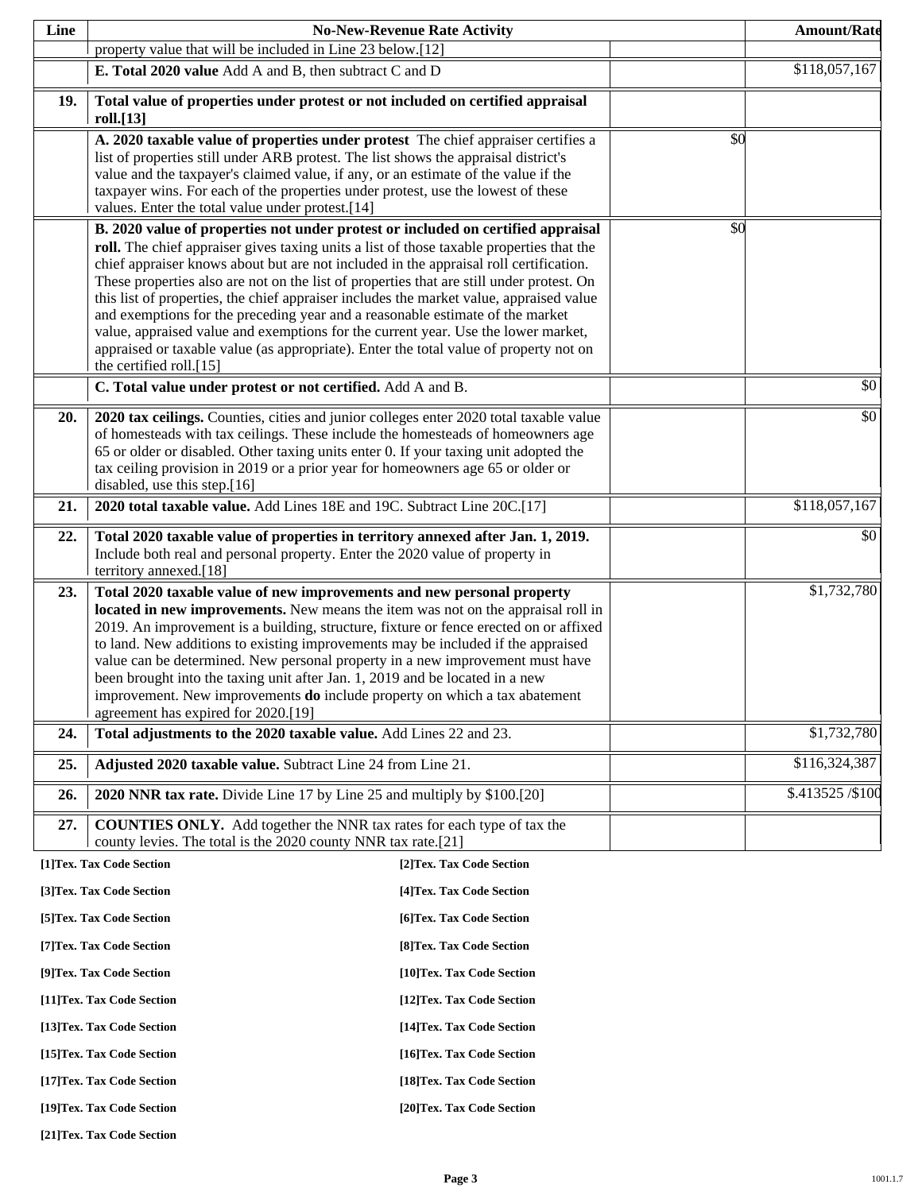| Line | No-New-Revenue Rate Activity | | Amount/Rate |
|---|---|---|---|
| | property value that will be included in Line 23 below.[12] | | |
| | **E. Total 2020 value** Add A and B, then subtract C and D | | $118,057,167 |
| **19.** | **Total value of properties under protest or not included on certified appraisal roll.[13]** | | |
| | **A. 2020 taxable value of properties under protest** The chief appraiser certifies a list of properties still under ARB protest. The list shows the appraisal district's value and the taxpayer's claimed value, if any, or an estimate of the value if the taxpayer wins. For each of the properties under protest, use the lowest of these values. Enter the total value under protest.[14] | $0 | |
| | **B. 2020 value of properties not under protest or included on certified appraisal roll.** The chief appraiser gives taxing units a list of those taxable properties that the chief appraiser knows about but are not included in the appraisal roll certification. These properties also are not on the list of properties that are still under protest. On this list of properties, the chief appraiser includes the market value, appraised value and exemptions for the preceding year and a reasonable estimate of the market value, appraised value and exemptions for the current year. Use the lower market, appraised or taxable value (as appropriate). Enter the total value of property not on the certified roll.[15] | $0 | |
| | **C. Total value under protest or not certified.** Add A and B. | | $0 |
| **20.** | **2020 tax ceilings.** Counties, cities and junior colleges enter 2020 total taxable value of homesteads with tax ceilings. These include the homesteads of homeowners age 65 or older or disabled. Other taxing units enter 0. If your taxing unit adopted the tax ceiling provision in 2019 or a prior year for homeowners age 65 or older or disabled, use this step.[16] | | $0 |
| **21.** | **2020 total taxable value.** Add Lines 18E and 19C. Subtract Line 20C.[17] | | $118,057,167 |
| **22.** | **Total 2020 taxable value of properties in territory annexed after Jan. 1, 2019.** Include both real and personal property. Enter the 2020 value of property in territory annexed.[18] | | $0 |
| **23.** | **Total 2020 taxable value of new improvements and new personal property located in new improvements.** New means the item was not on the appraisal roll in 2019. An improvement is a building, structure, fixture or fence erected on or affixed to land. New additions to existing improvements may be included if the appraised value can be determined. New personal property in a new improvement must have been brought into the taxing unit after Jan. 1, 2019 and be located in a new improvement. New improvements **do** include property on which a tax abatement agreement has expired for 2020.[19] | | $1,732,780 |
| **24.** | **Total adjustments to the 2020 taxable value.** Add Lines 22 and 23. | | $1,732,780 |
| **25.** | **Adjusted 2020 taxable value.** Subtract Line 24 from Line 21. | | $116,324,387 |
| **26.** | **2020 NNR tax rate.** Divide Line 17 by Line 25 and multiply by $100.[20] | | $.413525 /$100 |
| **27.** | **COUNTIES ONLY.** Add together the NNR tax rates for each type of tax the county levies. The total is the 2020 county NNR tax rate.[21] | | |

**[1]Tex. Tax Code Section**

**[2]Tex. Tax Code Section**

**[3]Tex. Tax Code Section**

**[4]Tex. Tax Code Section**

**[5]Tex. Tax Code Section**

**[6]Tex. Tax Code Section**

**[7]Tex. Tax Code Section**

**[8]Tex. Tax Code Section**

**[9]Tex. Tax Code Section**

**[10]Tex. Tax Code Section**

**[11]Tex. Tax Code Section**

**[12]Tex. Tax Code Section**

**[13]Tex. Tax Code Section**

**[14]Tex. Tax Code Section**

**[15]Tex. Tax Code Section**

**[16]Tex. Tax Code Section**

**[17]Tex. Tax Code Section**

**[18]Tex. Tax Code Section**

**[19]Tex. Tax Code Section**

**[20]Tex. Tax Code Section**

**[21]Tex. Tax Code Section**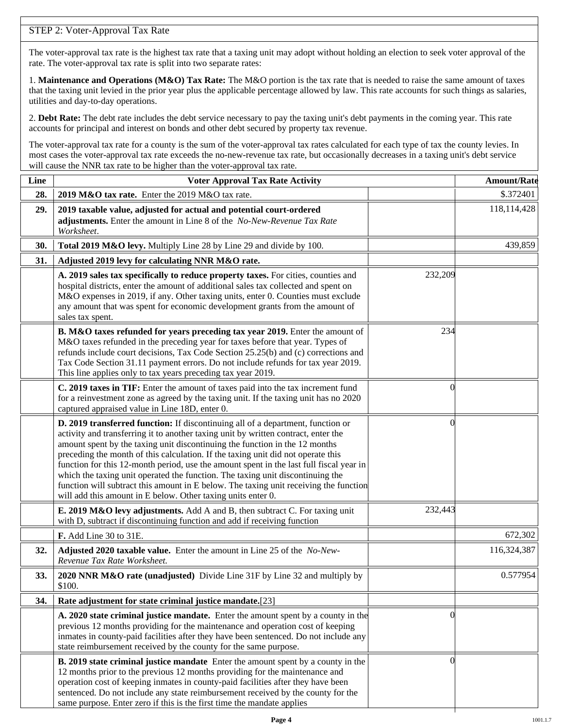## STEP 2: Voter-Approval Tax Rate

The voter-approval tax rate is the highest tax rate that a taxing unit may adopt without holding an election to seek voter approval of the rate. The voter-approval tax rate is split into two separate rates:

1. **Maintenance and Operations (M&O) Tax Rate:** The M&O portion is the tax rate that is needed to raise the same amount of taxes that the taxing unit levied in the prior year plus the applicable percentage allowed by law. This rate accounts for such things as salaries, utilities and day-to-day operations.

2. **Debt Rate:** The debt rate includes the debt service necessary to pay the taxing unit's debt payments in the coming year. This rate accounts for principal and interest on bonds and other debt secured by property tax revenue.

The voter-approval tax rate for a county is the sum of the voter-approval tax rates calculated for each type of tax the county levies. In most cases the voter-approval tax rate exceeds the no-new-revenue tax rate, but occasionally decreases in a taxing unit's debt service will cause the NNR tax rate to be higher than the voter-approval tax rate.

| Line | Voter Approval Tax Rate Activity | | Amount/Rate |
|---|---|---|---|
| 28. | **2019 M&O tax rate.** Enter the 2019 M&O tax rate. | | $.372401 |
| 29. | **2019 taxable value, adjusted for actual and potential court-ordered adjustments.** Enter the amount in Line 8 of the *No-New-Revenue Tax Rate Worksheet*. | | 118,114,428 |
| 30. | **Total 2019 M&O levy.** Multiply Line 28 by Line 29 and divide by 100. | | 439,859 |
| 31. | **Adjusted 2019 levy for calculating NNR M&O rate.** | | |
| | **A. 2019 sales tax specifically to reduce property taxes.** For cities, counties and hospital districts, enter the amount of additional sales tax collected and spent on M&O expenses in 2019, if any. Other taxing units, enter 0. Counties must exclude any amount that was spent for economic development grants from the amount of sales tax spent. | 232,209 | |
| | **B. M&O taxes refunded for years preceding tax year 2019.** Enter the amount of M&O taxes refunded in the preceding year for taxes before that year. Types of refunds include court decisions, Tax Code Section 25.25(b) and (c) corrections and Tax Code Section 31.11 payment errors. Do not include refunds for tax year 2019. This line applies only to tax years preceding tax year 2019. | 234 | |
| | **C. 2019 taxes in TIF:** Enter the amount of taxes paid into the tax increment fund for a reinvestment zone as agreed by the taxing unit. If the taxing unit has no 2020 captured appraised value in Line 18D, enter 0. | 0 | |
| | **D. 2019 transferred function:** If discontinuing all of a department, function or activity and transferring it to another taxing unit by written contract, enter the amount spent by the taxing unit discontinuing the function in the 12 months preceding the month of this calculation. If the taxing unit did not operate this function for this 12-month period, use the amount spent in the last full fiscal year in which the taxing unit operated the function. The taxing unit discontinuing the function will subtract this amount in E below. The taxing unit receiving the function will add this amount in E below. Other taxing units enter 0. | 0 | |
| | **E. 2019 M&O levy adjustments.** Add A and B, then subtract C. For taxing unit with D, subtract if discontinuing function and add if receiving function | 232,443 | |
| | **F.** Add Line 30 to 31E. | | 672,302 |
| 32. | **Adjusted 2020 taxable value.** Enter the amount in Line 25 of the *No-New-Revenue Tax Rate Worksheet.* | | 116,324,387 |
| 33. | **2020 NNR M&O rate (unadjusted)** Divide Line 31F by Line 32 and multiply by $100. | | 0.577954 |
| 34. | **Rate adjustment for state criminal justice mandate.**[23] | | |
| | **A. 2020 state criminal justice mandate.** Enter the amount spent by a county in the previous 12 months providing for the maintenance and operation cost of keeping inmates in county-paid facilities after they have been sentenced. Do not include any state reimbursement received by the county for the same purpose. | 0 | |
| | **B. 2019 state criminal justice mandate** Enter the amount spent by a county in the 12 months prior to the previous 12 months providing for the maintenance and operation cost of keeping inmates in county-paid facilities after they have been sentenced. Do not include any state reimbursement received by the county for the same purpose. Enter zero if this is the first time the mandate applies | 0 | |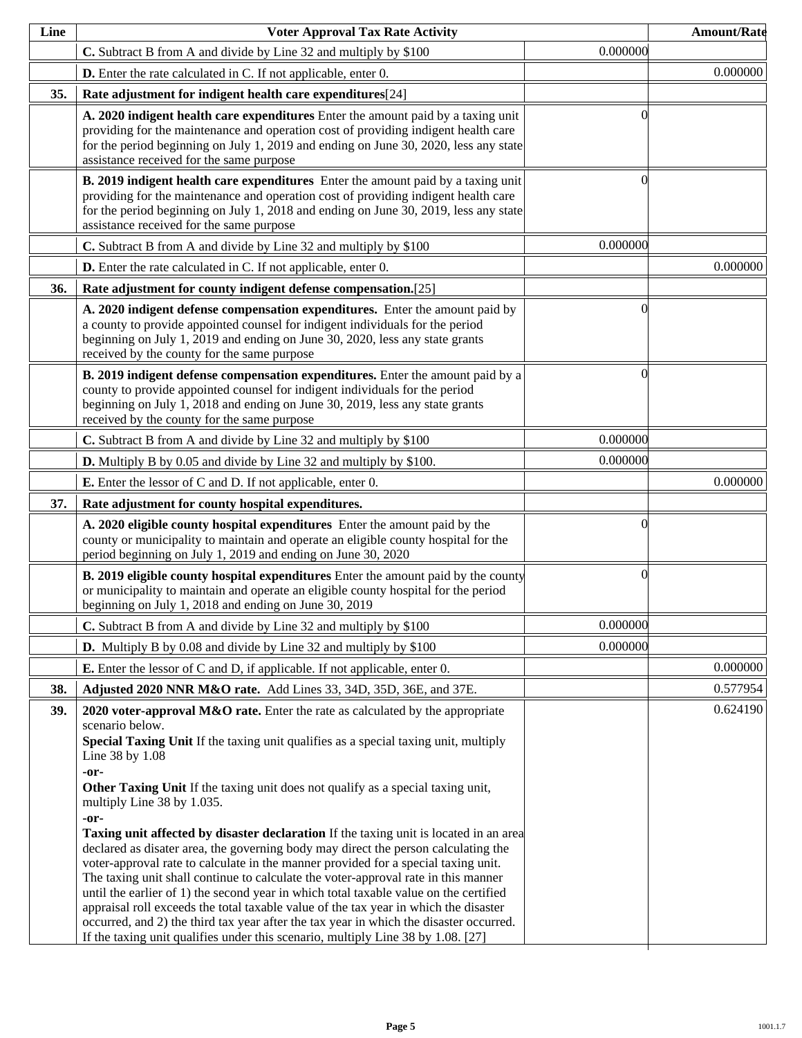| Line | Voter Approval Tax Rate Activity | | Amount/Rate |
|---|---|---|---|
| | **C.** Subtract B from A and divide by Line 32 and multiply by $100 | 0.000000 | |
| | **D.** Enter the rate calculated in C. If not applicable, enter 0. | | 0.000000 |
| **35.** | **Rate adjustment for indigent health care expenditures**[24] | | |
| | **A. 2020 indigent health care expenditures** Enter the amount paid by a taxing unit providing for the maintenance and operation cost of providing indigent health care for the period beginning on July 1, 2019 and ending on June 30, 2020, less any state assistance received for the same purpose | 0 | |
| | **B. 2019 indigent health care expenditures** Enter the amount paid by a taxing unit providing for the maintenance and operation cost of providing indigent health care for the period beginning on July 1, 2018 and ending on June 30, 2019, less any state assistance received for the same purpose | 0 | |
| | **C.** Subtract B from A and divide by Line 32 and multiply by $100 | 0.000000 | |
| | **D.** Enter the rate calculated in C. If not applicable, enter 0. | | 0.000000 |
| **36.** | **Rate adjustment for county indigent defense compensation.**[25] | | |
| | **A. 2020 indigent defense compensation expenditures.** Enter the amount paid by a county to provide appointed counsel for indigent individuals for the period beginning on July 1, 2019 and ending on June 30, 2020, less any state grants received by the county for the same purpose | 0 | |
| | **B. 2019 indigent defense compensation expenditures.** Enter the amount paid by a county to provide appointed counsel for indigent individuals for the period beginning on July 1, 2018 and ending on June 30, 2019, less any state grants received by the county for the same purpose | 0 | |
| | **C.** Subtract B from A and divide by Line 32 and multiply by $100 | 0.000000 | |
| | **D.** Multiply B by 0.05 and divide by Line 32 and multiply by $100. | 0.000000 | |
| | **E.** Enter the lessor of C and D. If not applicable, enter 0. | | 0.000000 |
| **37.** | **Rate adjustment for county hospital expenditures.** | | |
| | **A. 2020 eligible county hospital expenditures** Enter the amount paid by the county or municipality to maintain and operate an eligible county hospital for the period beginning on July 1, 2019 and ending on June 30, 2020 | 0 | |
| | **B. 2019 eligible county hospital expenditures** Enter the amount paid by the county or municipality to maintain and operate an eligible county hospital for the period beginning on July 1, 2018 and ending on June 30, 2019 | 0 | |
| | **C.** Subtract B from A and divide by Line 32 and multiply by $100 | 0.000000 | |
| | **D.** Multiply B by 0.08 and divide by Line 32 and multiply by $100 | 0.000000 | |
| | **E.** Enter the lessor of C and D, if applicable. If not applicable, enter 0. | | 0.000000 |
| **38.** | **Adjusted 2020 NNR M&O rate.** Add Lines 33, 34D, 35D, 36E, and 37E. | | 0.577954 |
| **39.** | **2020 voter-approval M&O rate.** Enter the rate as calculated by the appropriate scenario below. **Special Taxing Unit** If the taxing unit qualifies as a special taxing unit, multiply Line 38 by 1.08 **-or-** **Other Taxing Unit** If the taxing unit does not qualify as a special taxing unit, multiply Line 38 by 1.035. **-or-** **Taxing unit affected by disaster declaration** If the taxing unit is located in an area declared as disater area, the governing body may direct the person calculating the voter-approval rate to calculate in the manner provided for a special taxing unit. The taxing unit shall continue to calculate the voter-approval rate in this manner until the earlier of 1) the second year in which total taxable value on the certified appraisal roll exceeds the total taxable value of the tax year in which the disaster occurred, and 2) the third tax year after the tax year in which the disaster occurred. If the taxing unit qualifies under this scenario, multiply Line 38 by 1.08. [27] | | 0.624190 |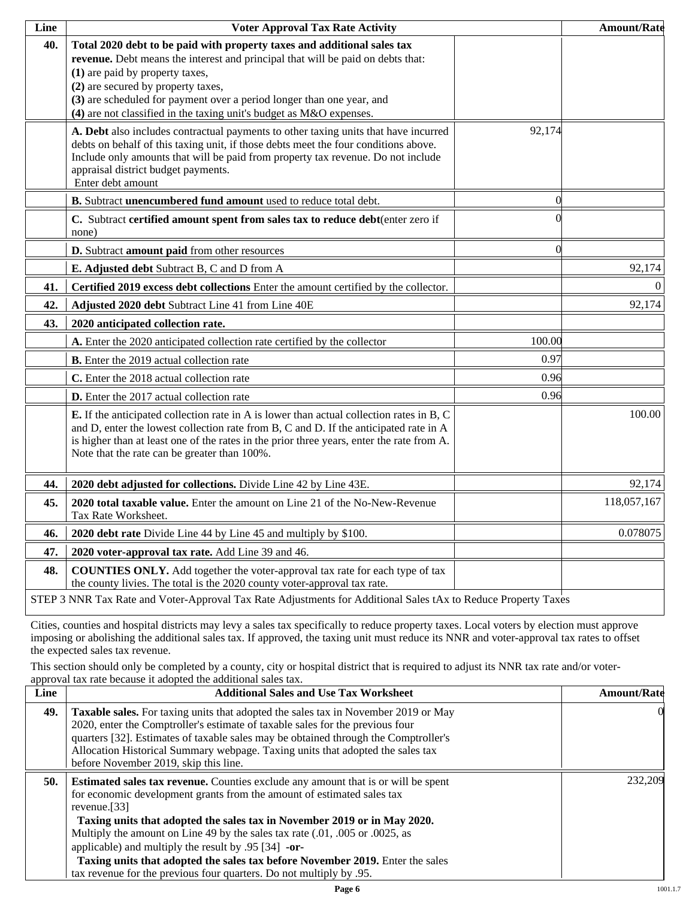| Line | Voter Approval Tax Rate Activity | | Amount/Rate |
|---|---|---|---|
| 40. | **Total 2020 debt to be paid with property taxes and additional sales tax revenue.** Debt means the interest and principal that will be paid on debts that:<br>**(1)** are paid by property taxes,<br>**(2)** are secured by property taxes,<br>**(3)** are scheduled for payment over a period longer than one year, and<br>**(4)** are not classified in the taxing unit's budget as M&O expenses. | | |
| | **A. Debt** also includes contractual payments to other taxing units that have incurred debts on behalf of this taxing unit, if those debts meet the four conditions above. Include only amounts that will be paid from property tax revenue. Do not include appraisal district budget payments.<br>Enter debt amount | 92,174 | |
| | **B.** Subtract **unencumbered fund amount** used to reduce total debt. | 0 | |
| | **C.** Subtract **certified amount spent from sales tax to reduce debt**(enter zero if none) | 0 | |
| | **D.** Subtract **amount paid** from other resources | 0 | |
| | **E. Adjusted debt** Subtract B, C and D from A | | 92,174 |
| 41. | **Certified 2019 excess debt collections** Enter the amount certified by the collector. | | 0 |
| 42. | **Adjusted 2020 debt** Subtract Line 41 from Line 40E | | 92,174 |
| 43. | **2020 anticipated collection rate.** | | |
| | **A.** Enter the 2020 anticipated collection rate certified by the collector | 100.00 | |
| | **B.** Enter the 2019 actual collection rate | 0.97 | |
| | **C.** Enter the 2018 actual collection rate | 0.96 | |
| | **D.** Enter the 2017 actual collection rate | 0.96 | |
| | **E.** If the anticipated collection rate in A is lower than actual collection rates in B, C and D, enter the lowest collection rate from B, C and D. If the anticipated rate in A is higher than at least one of the rates in the prior three years, enter the rate from A. Note that the rate can be greater than 100%. | | 100.00 |
| 44. | **2020 debt adjusted for collections.** Divide Line 42 by Line 43E. | | 92,174 |
| 45. | **2020 total taxable value.** Enter the amount on Line 21 of the No-New-Revenue Tax Rate Worksheet. | | 118,057,167 |
| 46. | **2020 debt rate** Divide Line 44 by Line 45 and multiply by $100. | | 0.078075 |
| 47. | **2020 voter-approval tax rate.** Add Line 39 and 46. | | |
| 48. | **COUNTIES ONLY.** Add together the voter-approval tax rate for each type of tax the county livies. The total is the 2020 county voter-approval tax rate. | | |

STEP 3 NNR Tax Rate and Voter-Approval Tax Rate Adjustments for Additional Sales tAx to Reduce Property Taxes

Cities, counties and hospital districts may levy a sales tax specifically to reduce property taxes. Local voters by election must approve imposing or abolishing the additional sales tax. If approved, the taxing unit must reduce its NNR and voter-approval tax rates to offset the expected sales tax revenue.

This section should only be completed by a county, city or hospital district that is required to adjust its NNR tax rate and/or voter-approval tax rate because it adopted the additional sales tax.

| Line | Additional Sales and Use Tax Worksheet | Amount/Rate |
|---|---|---|
| 49. | **Taxable sales.** For taxing units that adopted the sales tax in November 2019 or May 2020, enter the Comptroller's estimate of taxable sales for the previous four quarters [32]. Estimates of taxable sales may be obtained through the Comptroller's Allocation Historical Summary webpage. Taxing units that adopted the sales tax before November 2019, skip this line. | 0 |
| 50. | **Estimated sales tax revenue.** Counties exclude any amount that is or will be spent for economic development grants from the amount of estimated sales tax revenue.[33]<br>**Taxing units that adopted the sales tax in November 2019 or in May 2020.** Multiply the amount on Line 49 by the sales tax rate (.01, .005 or .0025, as applicable) and multiply the result by .95 [34] **-or-**<br>**Taxing units that adopted the sales tax before November 2019.** Enter the sales tax revenue for the previous four quarters. Do not multiply by .95. | 232,209 |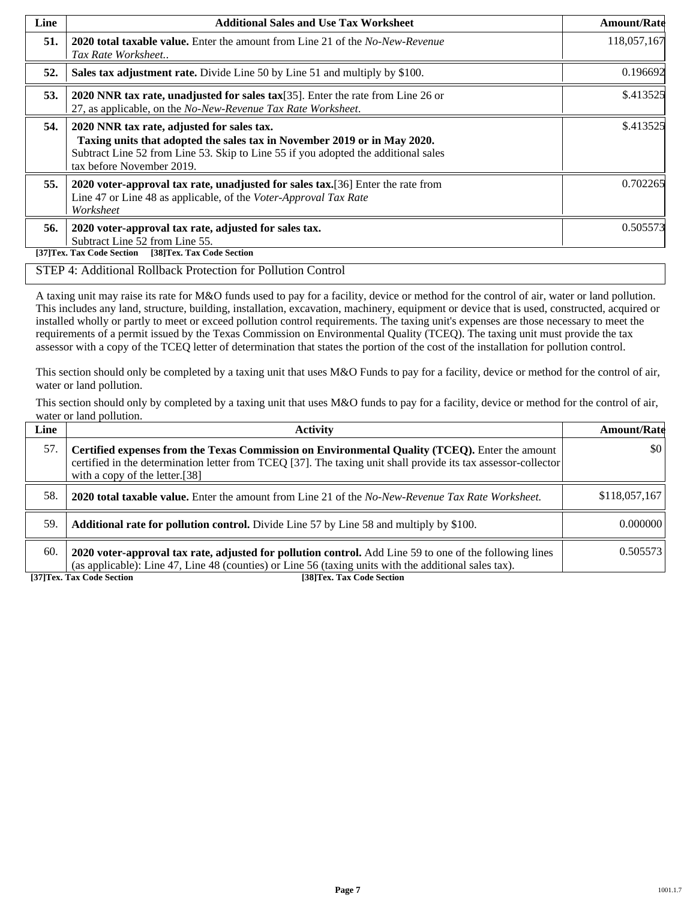| Line | Additional Sales and Use Tax Worksheet | Amount/Rate |
|---|---|---|
| **51.** | **2020 total taxable value.** Enter the amount from Line 21 of the *No-New-Revenue Tax Rate Worksheet*.. | 118,057,167 |
| **52.** | **Sales tax adjustment rate.** Divide Line 50 by Line 51 and multiply by $100. | 0.196692 |
| **53.** | **2020 NNR tax rate, unadjusted for sales tax**[35]. Enter the rate from Line 26 or 27, as applicable, on the *No-New-Revenue Tax Rate Worksheet*. | $.413525 |
| **54.** | **2020 NNR tax rate, adjusted for sales tax.** **Taxing units that adopted the sales tax in November 2019 or in May 2020.** Subtract Line 52 from Line 53. Skip to Line 55 if you adopted the additional sales tax before November 2019. | $.413525 |
| **55.** | **2020 voter-approval tax rate, unadjusted for sales tax.**[36] Enter the rate from Line 47 or Line 48 as applicable, of the *Voter-Approval Tax Rate Worksheet* | 0.702265 |
| **56.** | **2020 voter-approval tax rate, adjusted for sales tax.** Subtract Line 52 from Line 55. | 0.505573 |

**[37]Tex. Tax Code Section [38]Tex. Tax Code Section**

## STEP 4: Additional Rollback Protection for Pollution Control

A taxing unit may raise its rate for M&O funds used to pay for a facility, device or method for the control of air, water or land pollution. This includes any land, structure, building, installation, excavation, machinery, equipment or device that is used, constructed, acquired or installed wholly or partly to meet or exceed pollution control requirements. The taxing unit's expenses are those necessary to meet the requirements of a permit issued by the Texas Commission on Environmental Quality (TCEQ). The taxing unit must provide the tax assessor with a copy of the TCEQ letter of determination that states the portion of the cost of the installation for pollution control.

This section should only be completed by a taxing unit that uses M&O Funds to pay for a facility, device or method for the control of air, water or land pollution.

This section should only by completed by a taxing unit that uses M&O funds to pay for a facility, device or method for the control of air, water or land pollution.

| Line | Activity | Amount/Rate |
|---|---|---|
| 57. | **Certified expenses from the Texas Commission on Environmental Quality (TCEQ).** Enter the amount certified in the determination letter from TCEQ [37]. The taxing unit shall provide its tax assessor-collector with a copy of the letter.[38] | $0 |
| 58. | **2020 total taxable value.** Enter the amount from Line 21 of the *No-New-Revenue Tax Rate Worksheet.* | $118,057,167 |
| 59. | **Additional rate for pollution control.** Divide Line 57 by Line 58 and multiply by $100. | 0.000000 |
| 60. | **2020 voter-approval tax rate, adjusted for pollution control.** Add Line 59 to one of the following lines (as applicable): Line 47, Line 48 (counties) or Line 56 (taxing units with the additional sales tax). | 0.505573 |

**[37]Tex. Tax Code Section** **[38]Tex. Tax Code Section**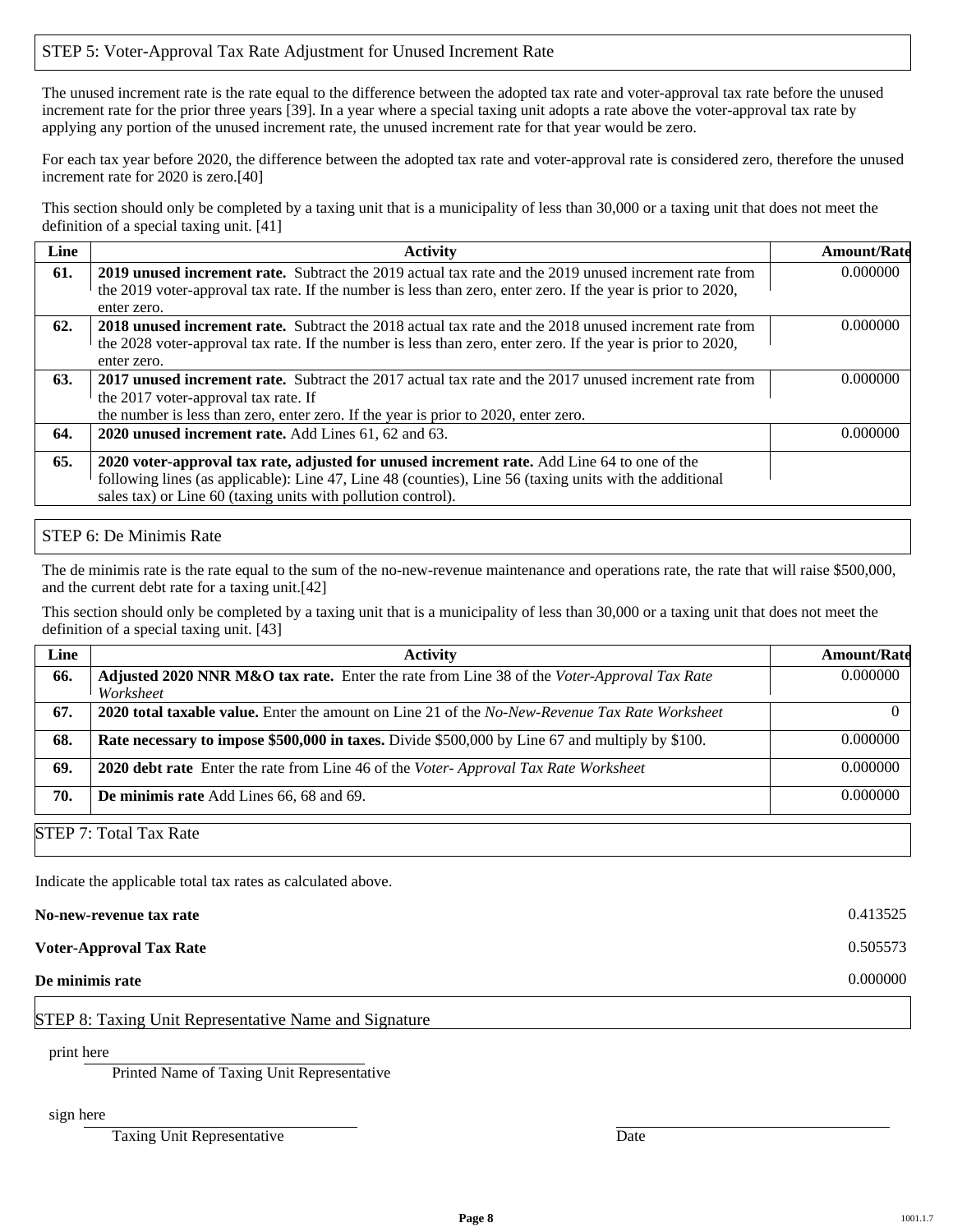## STEP 5: Voter-Approval Tax Rate Adjustment for Unused Increment Rate

The unused increment rate is the rate equal to the difference between the adopted tax rate and voter-approval tax rate before the unused increment rate for the prior three years [39]. In a year where a special taxing unit adopts a rate above the voter-approval tax rate by applying any portion of the unused increment rate, the unused increment rate for that year would be zero.

For each tax year before 2020, the difference between the adopted tax rate and voter-approval rate is considered zero, therefore the unused increment rate for 2020 is zero.[40]

This section should only be completed by a taxing unit that is a municipality of less than 30,000 or a taxing unit that does not meet the definition of a special taxing unit. [41]

| Line | Activity | Amount/Rate |
|---|---|---|
| 61. | **2019 unused increment rate.** Subtract the 2019 actual tax rate and the 2019 unused increment rate from the 2019 voter-approval tax rate. If the number is less than zero, enter zero. If the year is prior to 2020, enter zero. | 0.000000 |
| 62. | **2018 unused increment rate.** Subtract the 2018 actual tax rate and the 2018 unused increment rate from the 2028 voter-approval tax rate. If the number is less than zero, enter zero. If the year is prior to 2020, enter zero. | 0.000000 |
| 63. | **2017 unused increment rate.** Subtract the 2017 actual tax rate and the 2017 unused increment rate from the 2017 voter-approval tax rate. If the number is less than zero, enter zero. If the year is prior to 2020, enter zero. | 0.000000 |
| 64. | **2020 unused increment rate.** Add Lines 61, 62 and 63. | 0.000000 |
| 65. | **2020 voter-approval tax rate, adjusted for unused increment rate.** Add Line 64 to one of the following lines (as applicable): Line 47, Line 48 (counties), Line 56 (taxing units with the additional sales tax) or Line 60 (taxing units with pollution control). | |

## STEP 6: De Minimis Rate

The de minimis rate is the rate equal to the sum of the no-new-revenue maintenance and operations rate, the rate that will raise $500,000, and the current debt rate for a taxing unit.[42]

This section should only be completed by a taxing unit that is a municipality of less than 30,000 or a taxing unit that does not meet the definition of a special taxing unit. [43]

| Line | Activity | Amount/Rate |
|---|---|---|
| 66. | **Adjusted 2020 NNR M&O tax rate.** Enter the rate from Line 38 of the *Voter-Approval Tax Rate Worksheet* | 0.000000 |
| 67. | **2020 total taxable value.** Enter the amount on Line 21 of the *No-New-Revenue Tax Rate Worksheet* | 0 |
| 68. | **Rate necessary to impose $500,000 in taxes.** Divide $500,000 by Line 67 and multiply by $100. | 0.000000 |
| 69. | **2020 debt rate** Enter the rate from Line 46 of the *Voter- Approval Tax Rate Worksheet* | 0.000000 |
| 70. | **De minimis rate** Add Lines 66, 68 and 69. | 0.000000 |

## STEP 7: Total Tax Rate

Indicate the applicable total tax rates as calculated above.

| | |
|---|---|
| **No-new-revenue tax rate** | 0.413525 |
| **Voter-Approval Tax Rate** | 0.505573 |
| **De minimis rate** | 0.000000 |

## STEP 8: Taxing Unit Representative Name and Signature

print here ______________________________

Printed Name of Taxing Unit Representative

sign here ______________________________

Taxing Unit Representative

______________________________

Date

1001.1.7